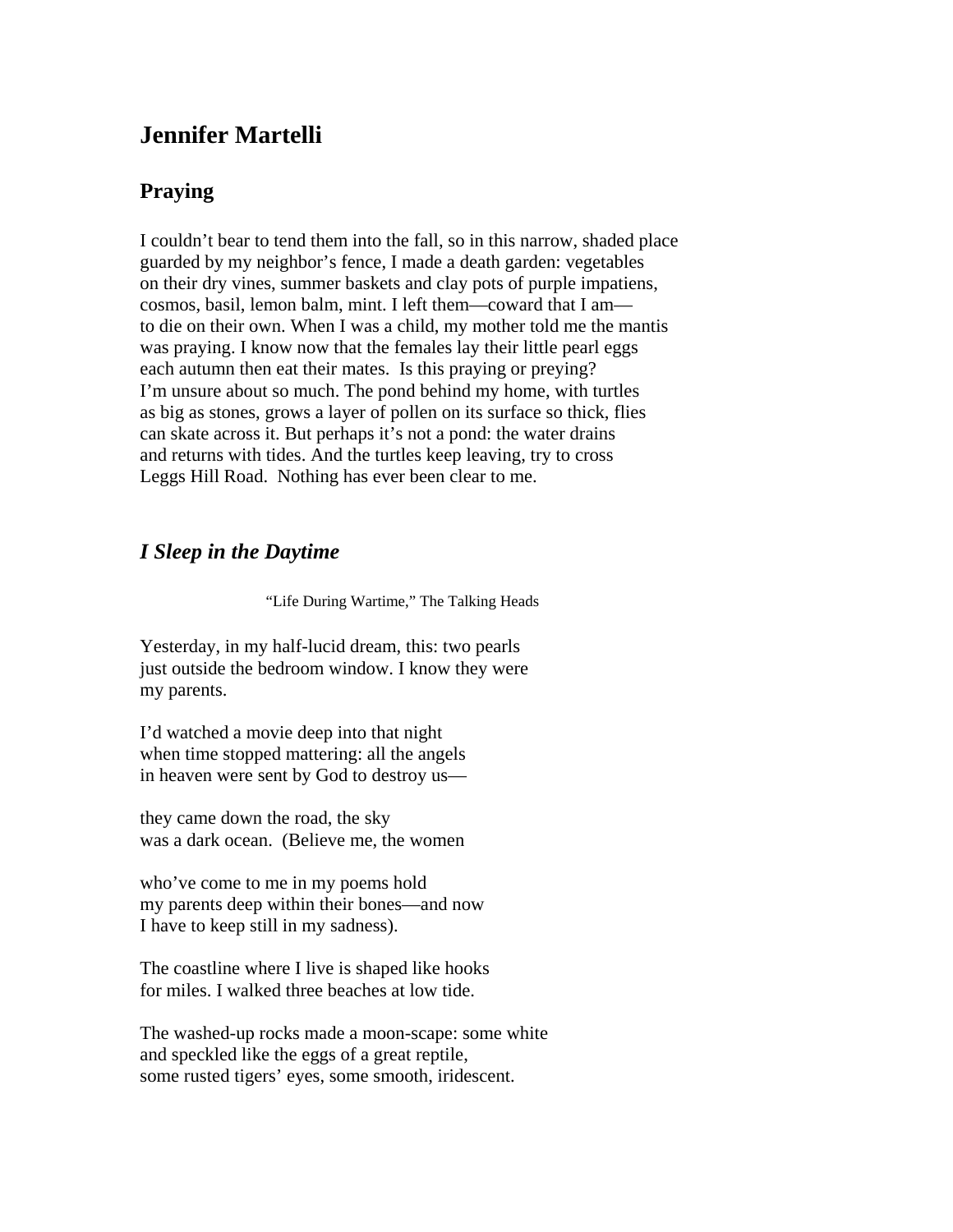# Jennifer Martelli

## Praying

I couldn't bear to tend them into the fall, so in this narrow, shaded place
guarded by my neighbor's fence, I made a death garden: vegetables
on their dry vines, summer baskets and clay pots of purple impatiens,
cosmos, basil, lemon balm, mint. I left them—coward that I am—
to die on their own. When I was a child, my mother told me the mantis
was praying. I know now that the females lay their little pearl eggs
each autumn then eat their mates. Is this praying or preying?
I'm unsure about so much. The pond behind my home, with turtles
as big as stones, grows a layer of pollen on its surface so thick, flies
can skate across it. But perhaps it's not a pond: the water drains
and returns with tides. And the turtles keep leaving, try to cross
Leggs Hill Road. Nothing has ever been clear to me.

## *I Sleep in the Daytime*

"Life During Wartime," The Talking Heads

Yesterday, in my half-lucid dream, this: two pearls
just outside the bedroom window. I know they were
my parents.

I'd watched a movie deep into that night
when time stopped mattering: all the angels
in heaven were sent by God to destroy us—

they came down the road, the sky
was a dark ocean. (Believe me, the women

who've come to me in my poems hold
my parents deep within their bones—and now
I have to keep still in my sadness).

The coastline where I live is shaped like hooks
for miles. I walked three beaches at low tide.

The washed-up rocks made a moon-scape: some white
and speckled like the eggs of a great reptile,
some rusted tigers' eyes, some smooth, iridescent.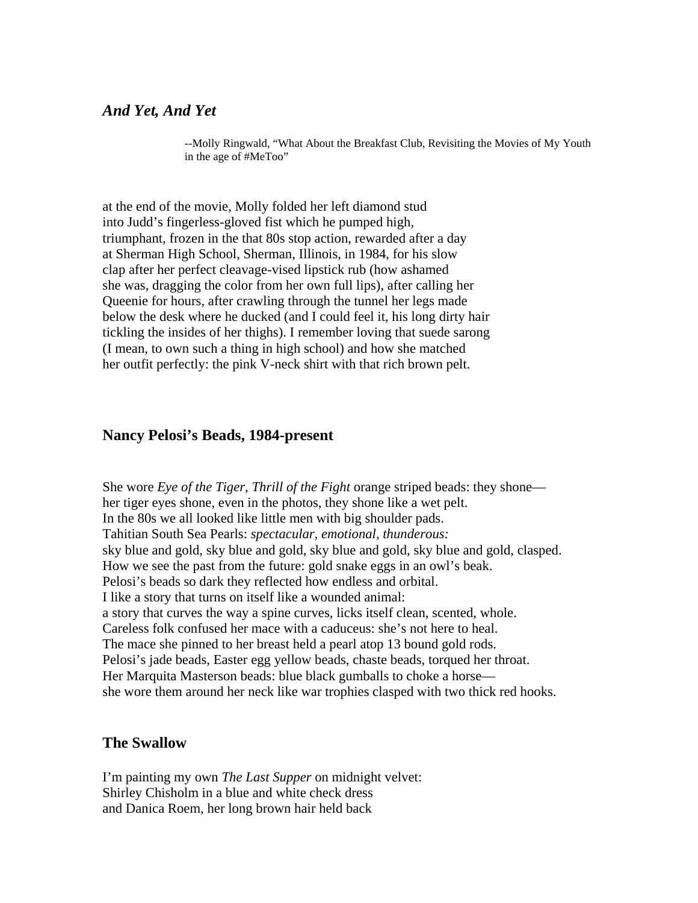## *And Yet, And Yet*

> --Molly Ringwald, "What About the Breakfast Club, Revisiting the Movies of My Youth in the age of #MeToo"

at the end of the movie, Molly folded her left diamond stud
into Judd's fingerless-gloved fist which he pumped high,
triumphant, frozen in the that 80s stop action, rewarded after a day
at Sherman High School, Sherman, Illinois, in 1984, for his slow
clap after her perfect cleavage-vised lipstick rub (how ashamed
she was, dragging the color from her own full lips), after calling her
Queenie for hours, after crawling through the tunnel her legs made
below the desk where he ducked (and I could feel it, his long dirty hair
tickling the insides of her thighs). I remember loving that suede sarong
(I mean, to own such a thing in high school) and how she matched
her outfit perfectly: the pink V-neck shirt with that rich brown pelt.

## Nancy Pelosi's Beads, 1984-present

She wore *Eye of the Tiger, Thrill of the Fight* orange striped beads: they shone—
her tiger eyes shone, even in the photos, they shone like a wet pelt.
In the 80s we all looked like little men with big shoulder pads.
Tahitian South Sea Pearls: *spectacular, emotional, thunderous:*
sky blue and gold, sky blue and gold, sky blue and gold, sky blue and gold, clasped.
How we see the past from the future: gold snake eggs in an owl's beak.
Pelosi's beads so dark they reflected how endless and orbital.
I like a story that turns on itself like a wounded animal:
a story that curves the way a spine curves, licks itself clean, scented, whole.
Careless folk confused her mace with a caduceus: she's not here to heal.
The mace she pinned to her breast held a pearl atop 13 bound gold rods.
Pelosi's jade beads, Easter egg yellow beads, chaste beads, torqued her throat.
Her Marquita Masterson beads: blue black gumballs to choke a horse—
she wore them around her neck like war trophies clasped with two thick red hooks.

## The Swallow

I'm painting my own *The Last Supper* on midnight velvet:
Shirley Chisholm in a blue and white check dress
and Danica Roem, her long brown hair held back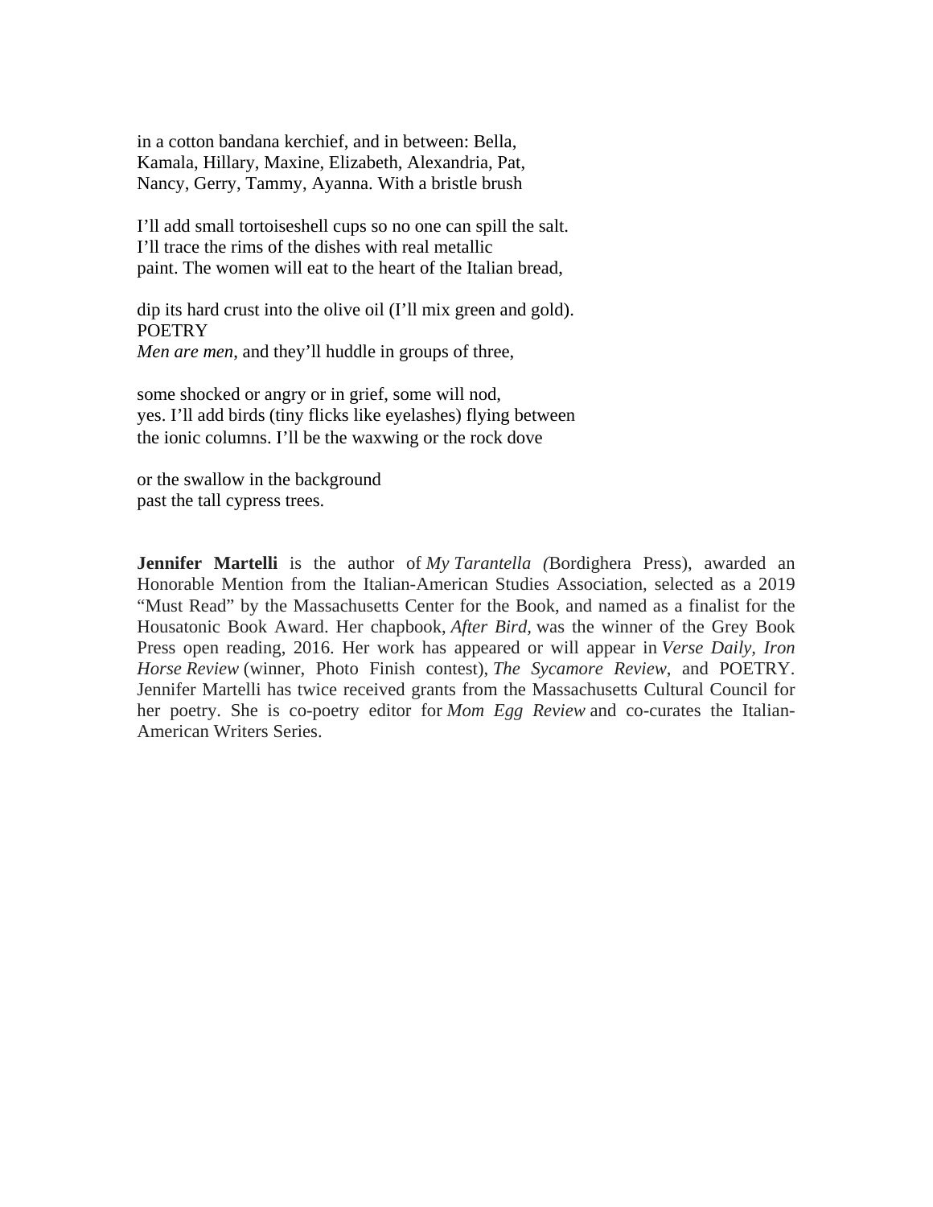in a cotton bandana kerchief, and in between: Bella,
Kamala, Hillary, Maxine, Elizabeth, Alexandria, Pat,
Nancy, Gerry, Tammy, Ayanna. With a bristle brush

I'll add small tortoiseshell cups so no one can spill the salt.
I'll trace the rims of the dishes with real metallic
paint. The women will eat to the heart of the Italian bread,

dip its hard crust into the olive oil (I'll mix green and gold).
POETRY
*Men are men*, and they'll huddle in groups of three,

some shocked or angry or in grief, some will nod,
yes. I'll add birds (tiny flicks like eyelashes) flying between
the ionic columns. I'll be the waxwing or the rock dove

or the swallow in the background
past the tall cypress trees.

**Jennifer Martelli** is the author of *My Tarantella (*Bordighera Press), awarded an Honorable Mention from the Italian-American Studies Association, selected as a 2019 "Must Read" by the Massachusetts Center for the Book, and named as a finalist for the Housatonic Book Award. Her chapbook, *After Bird*, was the winner of the Grey Book Press open reading, 2016. Her work has appeared or will appear in *Verse Daily, Iron Horse Review* (winner, Photo Finish contest), *The Sycamore Review*, and POETRY. Jennifer Martelli has twice received grants from the Massachusetts Cultural Council for her poetry. She is co-poetry editor for *Mom Egg Review* and co-curates the Italian-American Writers Series.